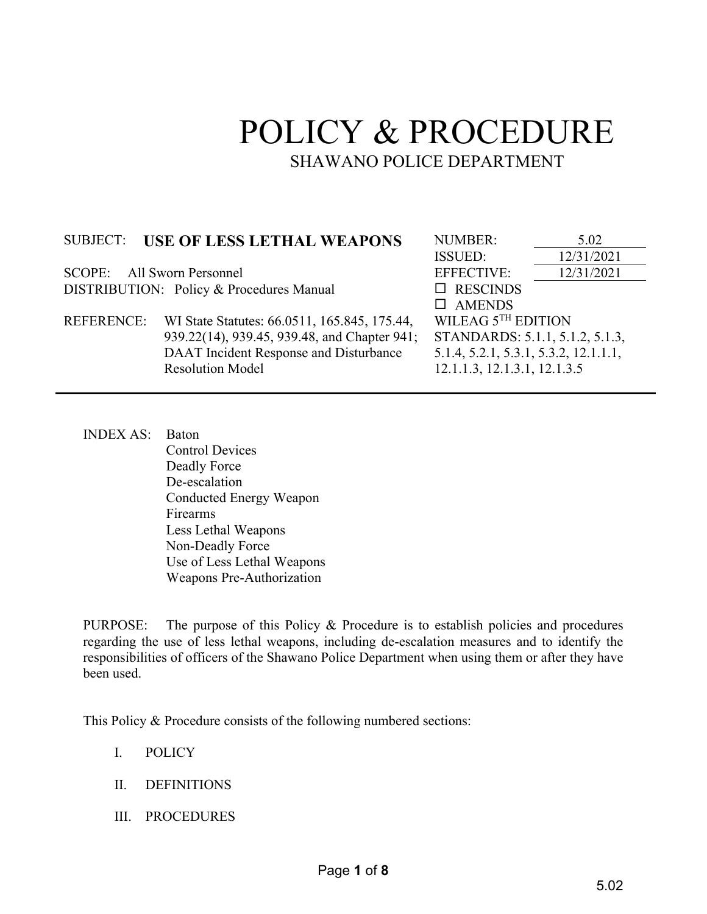# POLICY & PROCEDURE

## SHAWANO POLICE DEPARTMENT

| | |
|---|---|
| SUBJECT: **USE OF LESS LETHAL WEAPONS** | NUMBER: 5.02 |
| | ISSUED: 12/31/2021 |
| SCOPE: All Sworn Personnel | EFFECTIVE: 12/31/2021 |
| DISTRIBUTION: Policy & Procedures Manual | ☐ RESCINDS |
| | ☐ AMENDS |
| REFERENCE: WI State Statutes: 66.0511, 165.845, 175.44, 939.22(14), 939.45, 939.48, and Chapter 941; DAAT Incident Response and Disturbance Resolution Model | WILEAG 5TH EDITION STANDARDS: 5.1.1, 5.1.2, 5.1.3, 5.1.4, 5.2.1, 5.3.1, 5.3.2, 12.1.1.1, 12.1.1.3, 12.1.3.1, 12.1.3.5 |

INDEX AS: Baton
Control Devices
Deadly Force
De-escalation
Conducted Energy Weapon
Firearms
Less Lethal Weapons
Non-Deadly Force
Use of Less Lethal Weapons
Weapons Pre-Authorization

PURPOSE: The purpose of this Policy & Procedure is to establish policies and procedures regarding the use of less lethal weapons, including de-escalation measures and to identify the responsibilities of officers of the Shawano Police Department when using them or after they have been used.

This Policy & Procedure consists of the following numbered sections:

I. POLICY

II. DEFINITIONS

III. PROCEDURES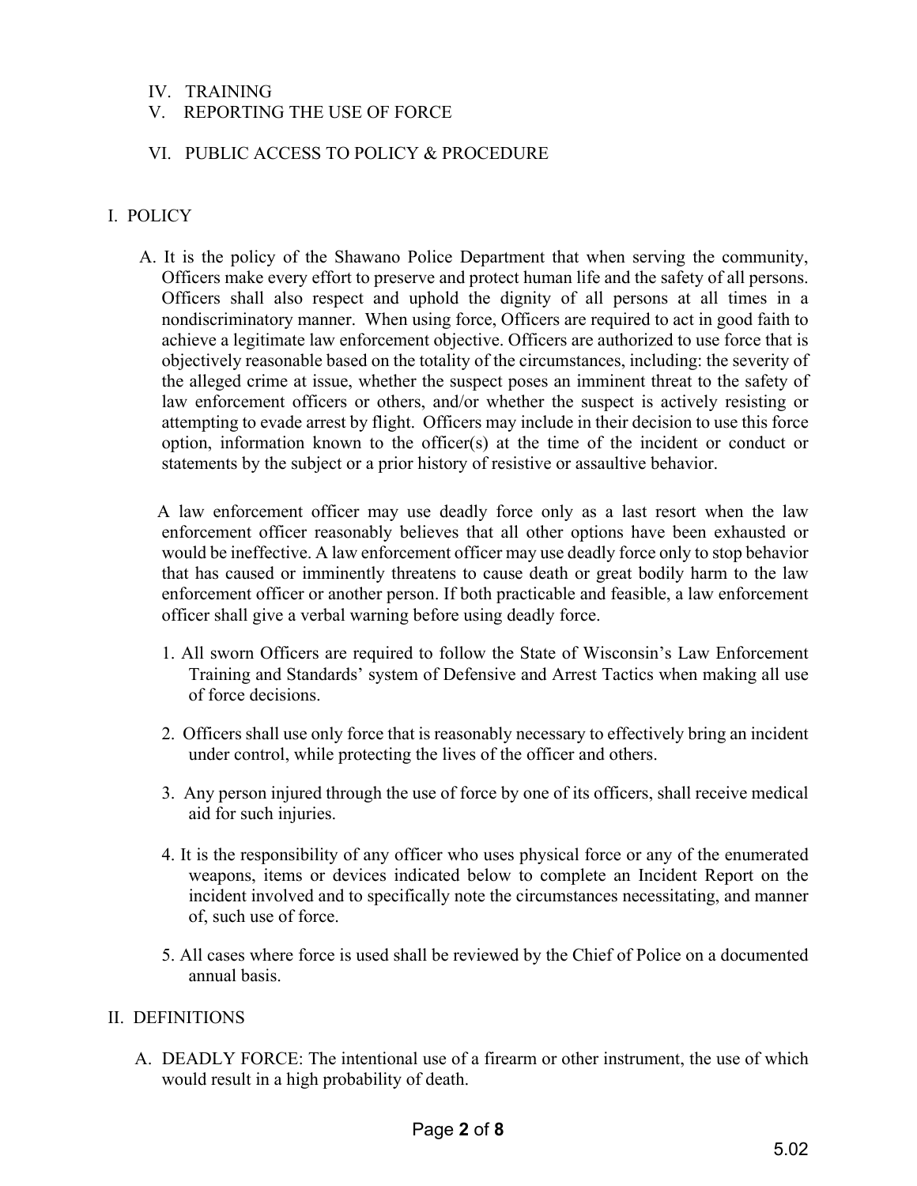IV. TRAINING

V. REPORTING THE USE OF FORCE

VI. PUBLIC ACCESS TO POLICY & PROCEDURE

## I. POLICY

A. It is the policy of the Shawano Police Department that when serving the community, Officers make every effort to preserve and protect human life and the safety of all persons. Officers shall also respect and uphold the dignity of all persons at all times in a nondiscriminatory manner. When using force, Officers are required to act in good faith to achieve a legitimate law enforcement objective. Officers are authorized to use force that is objectively reasonable based on the totality of the circumstances, including: the severity of the alleged crime at issue, whether the suspect poses an imminent threat to the safety of law enforcement officers or others, and/or whether the suspect is actively resisting or attempting to evade arrest by flight. Officers may include in their decision to use this force option, information known to the officer(s) at the time of the incident or conduct or statements by the subject or a prior history of resistive or assaultive behavior.

A law enforcement officer may use deadly force only as a last resort when the law enforcement officer reasonably believes that all other options have been exhausted or would be ineffective. A law enforcement officer may use deadly force only to stop behavior that has caused or imminently threatens to cause death or great bodily harm to the law enforcement officer or another person. If both practicable and feasible, a law enforcement officer shall give a verbal warning before using deadly force.

1. All sworn Officers are required to follow the State of Wisconsin's Law Enforcement Training and Standards' system of Defensive and Arrest Tactics when making all use of force decisions.

2. Officers shall use only force that is reasonably necessary to effectively bring an incident under control, while protecting the lives of the officer and others.

3. Any person injured through the use of force by one of its officers, shall receive medical aid for such injuries.

4. It is the responsibility of any officer who uses physical force or any of the enumerated weapons, items or devices indicated below to complete an Incident Report on the incident involved and to specifically note the circumstances necessitating, and manner of, such use of force.

5. All cases where force is used shall be reviewed by the Chief of Police on a documented annual basis.

## II. DEFINITIONS

A. DEADLY FORCE: The intentional use of a firearm or other instrument, the use of which would result in a high probability of death.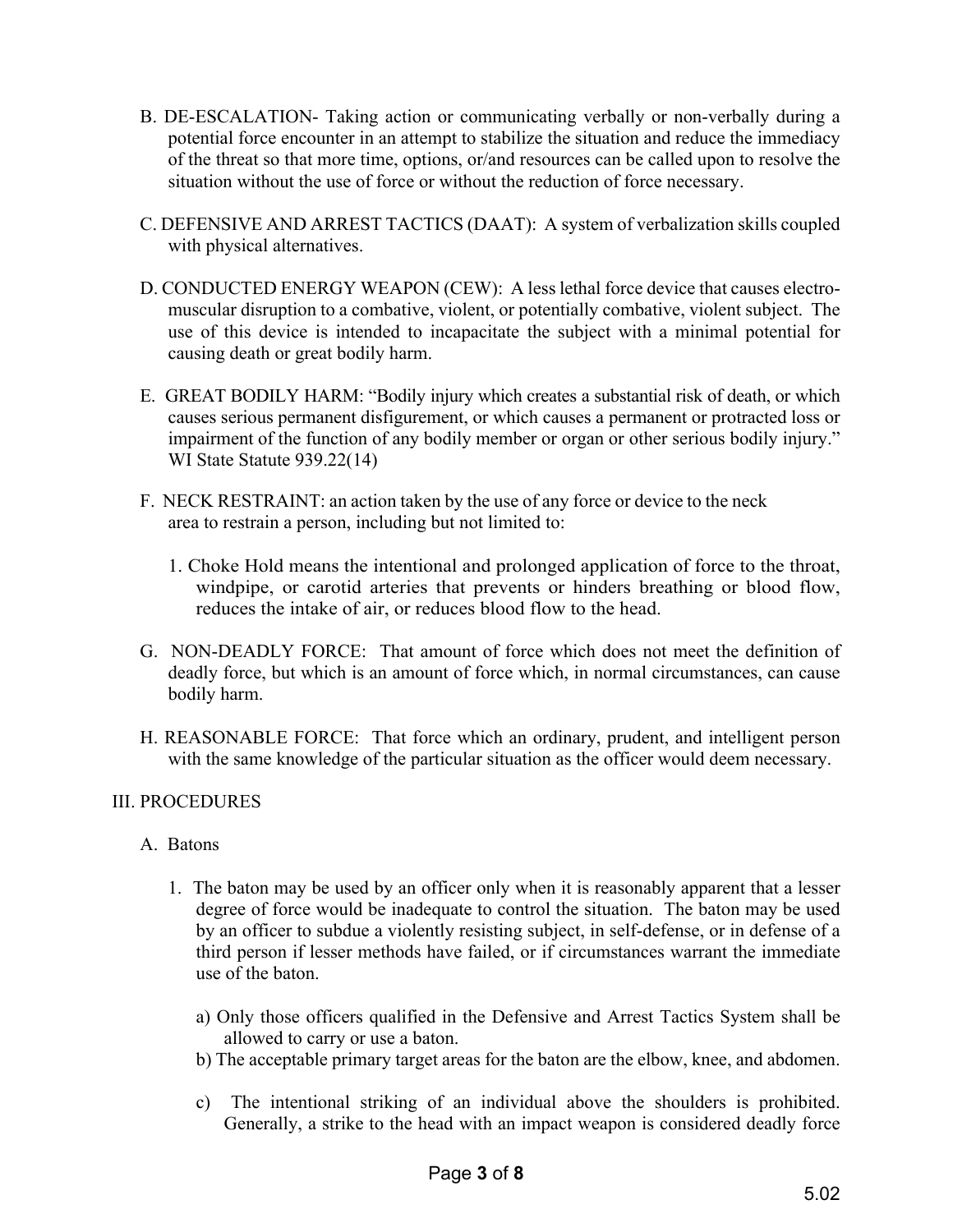B. DE-ESCALATION- Taking action or communicating verbally or non-verbally during a potential force encounter in an attempt to stabilize the situation and reduce the immediacy of the threat so that more time, options, or/and resources can be called upon to resolve the situation without the use of force or without the reduction of force necessary.

C. DEFENSIVE AND ARREST TACTICS (DAAT): A system of verbalization skills coupled with physical alternatives.

D. CONDUCTED ENERGY WEAPON (CEW): A less lethal force device that causes electro-muscular disruption to a combative, violent, or potentially combative, violent subject. The use of this device is intended to incapacitate the subject with a minimal potential for causing death or great bodily harm.

E. GREAT BODILY HARM: "Bodily injury which creates a substantial risk of death, or which causes serious permanent disfigurement, or which causes a permanent or protracted loss or impairment of the function of any bodily member or organ or other serious bodily injury." WI State Statute 939.22(14)

F. NECK RESTRAINT: an action taken by the use of any force or device to the neck area to restrain a person, including but not limited to:

1. Choke Hold means the intentional and prolonged application of force to the throat, windpipe, or carotid arteries that prevents or hinders breathing or blood flow, reduces the intake of air, or reduces blood flow to the head.

G. NON-DEADLY FORCE: That amount of force which does not meet the definition of deadly force, but which is an amount of force which, in normal circumstances, can cause bodily harm.

H. REASONABLE FORCE: That force which an ordinary, prudent, and intelligent person with the same knowledge of the particular situation as the officer would deem necessary.

## III. PROCEDURES

A. Batons

1. The baton may be used by an officer only when it is reasonably apparent that a lesser degree of force would be inadequate to control the situation. The baton may be used by an officer to subdue a violently resisting subject, in self-defense, or in defense of a third person if lesser methods have failed, or if circumstances warrant the immediate use of the baton.

   a) Only those officers qualified in the Defensive and Arrest Tactics System shall be allowed to carry or use a baton.

   b) The acceptable primary target areas for the baton are the elbow, knee, and abdomen.

   c) The intentional striking of an individual above the shoulders is prohibited. Generally, a strike to the head with an impact weapon is considered deadly force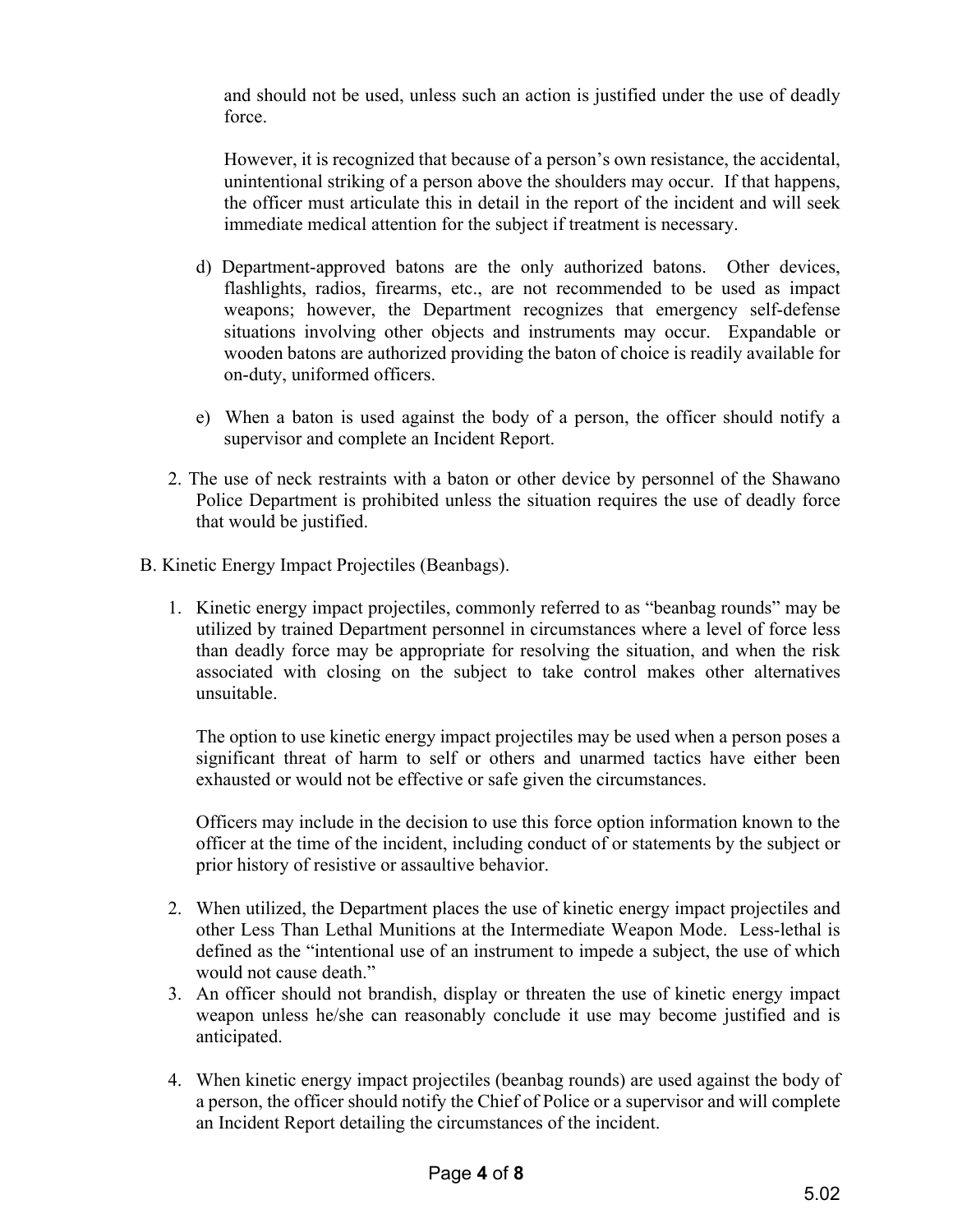and should not be used, unless such an action is justified under the use of deadly force.

However, it is recognized that because of a person's own resistance, the accidental, unintentional striking of a person above the shoulders may occur. If that happens, the officer must articulate this in detail in the report of the incident and will seek immediate medical attention for the subject if treatment is necessary.

d) Department-approved batons are the only authorized batons. Other devices, flashlights, radios, firearms, etc., are not recommended to be used as impact weapons; however, the Department recognizes that emergency self-defense situations involving other objects and instruments may occur. Expandable or wooden batons are authorized providing the baton of choice is readily available for on-duty, uniformed officers.

e) When a baton is used against the body of a person, the officer should notify a supervisor and complete an Incident Report.

2. The use of neck restraints with a baton or other device by personnel of the Shawano Police Department is prohibited unless the situation requires the use of deadly force that would be justified.

B. Kinetic Energy Impact Projectiles (Beanbags).

1. Kinetic energy impact projectiles, commonly referred to as "beanbag rounds" may be utilized by trained Department personnel in circumstances where a level of force less than deadly force may be appropriate for resolving the situation, and when the risk associated with closing on the subject to take control makes other alternatives unsuitable.

   The option to use kinetic energy impact projectiles may be used when a person poses a significant threat of harm to self or others and unarmed tactics have either been exhausted or would not be effective or safe given the circumstances.

   Officers may include in the decision to use this force option information known to the officer at the time of the incident, including conduct of or statements by the subject or prior history of resistive or assaultive behavior.

2. When utilized, the Department places the use of kinetic energy impact projectiles and other Less Than Lethal Munitions at the Intermediate Weapon Mode. Less-lethal is defined as the "intentional use of an instrument to impede a subject, the use of which would not cause death."
3. An officer should not brandish, display or threaten the use of kinetic energy impact weapon unless he/she can reasonably conclude it use may become justified and is anticipated.

4. When kinetic energy impact projectiles (beanbag rounds) are used against the body of a person, the officer should notify the Chief of Police or a supervisor and will complete an Incident Report detailing the circumstances of the incident.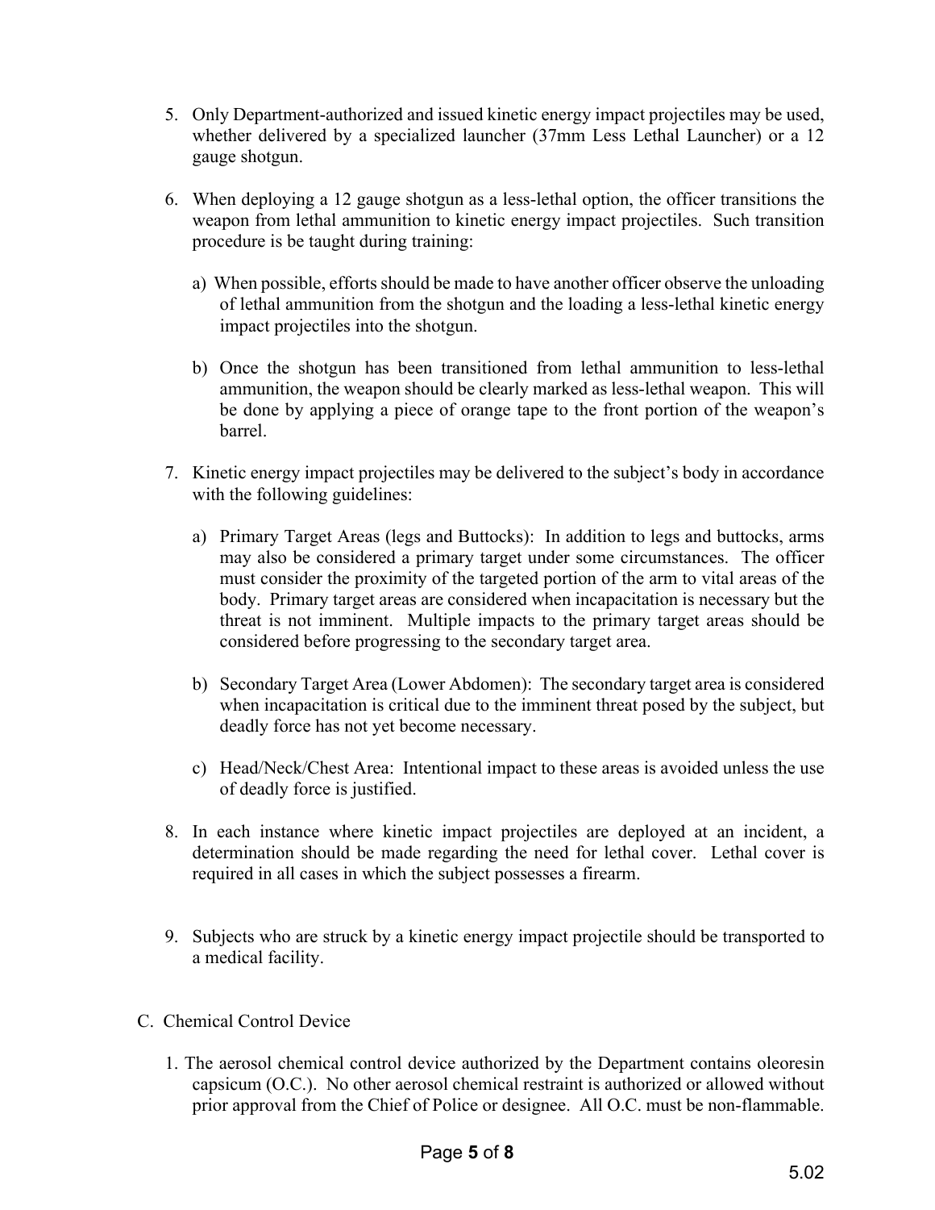5. Only Department-authorized and issued kinetic energy impact projectiles may be used, whether delivered by a specialized launcher (37mm Less Lethal Launcher) or a 12 gauge shotgun.

6. When deploying a 12 gauge shotgun as a less-lethal option, the officer transitions the weapon from lethal ammunition to kinetic energy impact projectiles. Such transition procedure is be taught during training:

   a) When possible, efforts should be made to have another officer observe the unloading of lethal ammunition from the shotgun and the loading a less-lethal kinetic energy impact projectiles into the shotgun.

   b) Once the shotgun has been transitioned from lethal ammunition to less-lethal ammunition, the weapon should be clearly marked as less-lethal weapon. This will be done by applying a piece of orange tape to the front portion of the weapon's barrel.

7. Kinetic energy impact projectiles may be delivered to the subject's body in accordance with the following guidelines:

   a) Primary Target Areas (legs and Buttocks): In addition to legs and buttocks, arms may also be considered a primary target under some circumstances. The officer must consider the proximity of the targeted portion of the arm to vital areas of the body. Primary target areas are considered when incapacitation is necessary but the threat is not imminent. Multiple impacts to the primary target areas should be considered before progressing to the secondary target area.

   b) Secondary Target Area (Lower Abdomen): The secondary target area is considered when incapacitation is critical due to the imminent threat posed by the subject, but deadly force has not yet become necessary.

   c) Head/Neck/Chest Area: Intentional impact to these areas is avoided unless the use of deadly force is justified.

8. In each instance where kinetic impact projectiles are deployed at an incident, a determination should be made regarding the need for lethal cover. Lethal cover is required in all cases in which the subject possesses a firearm.

9. Subjects who are struck by a kinetic energy impact projectile should be transported to a medical facility.

C. Chemical Control Device

1. The aerosol chemical control device authorized by the Department contains oleoresin capsicum (O.C.). No other aerosol chemical restraint is authorized or allowed without prior approval from the Chief of Police or designee. All O.C. must be non-flammable.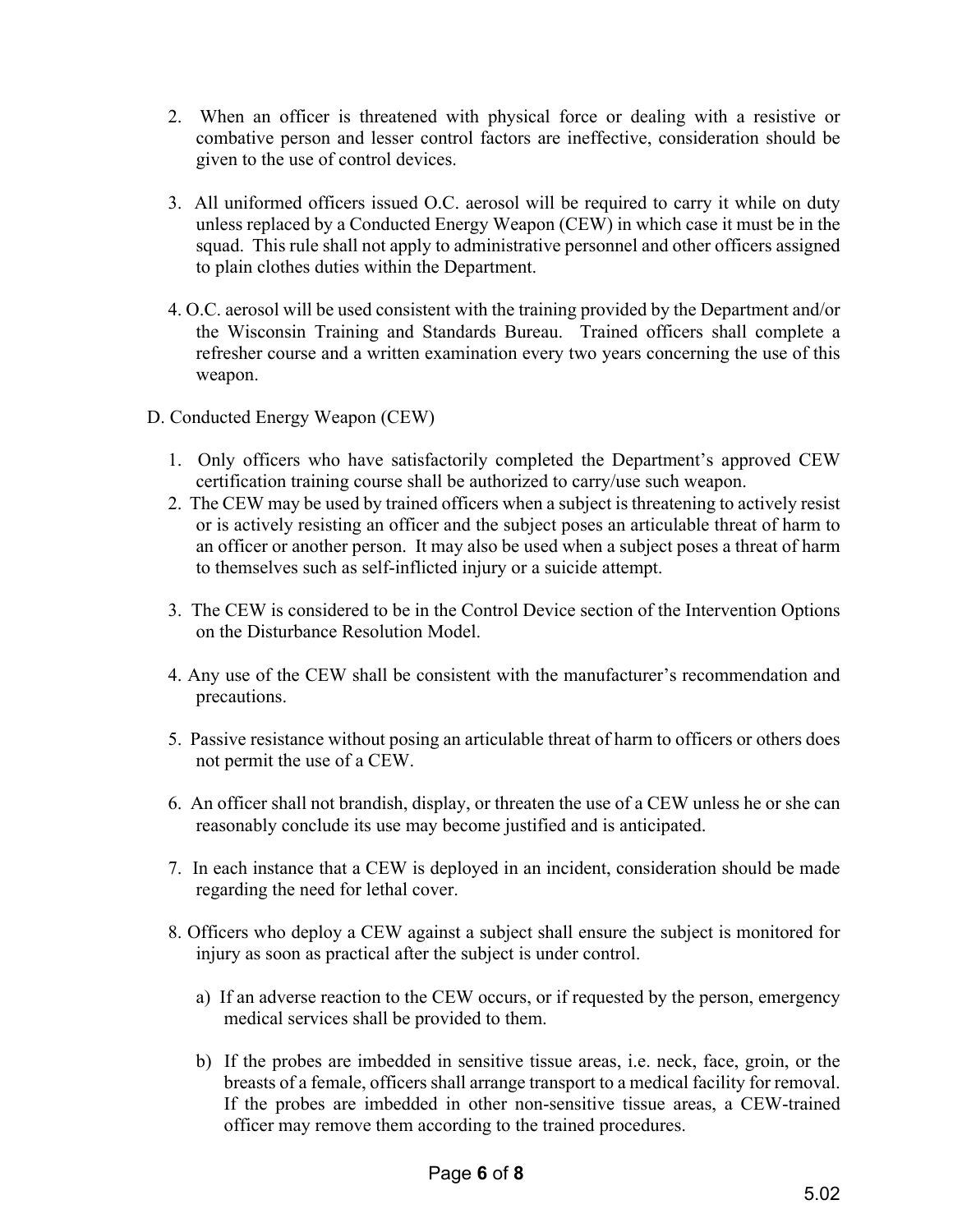2. When an officer is threatened with physical force or dealing with a resistive or combative person and lesser control factors are ineffective, consideration should be given to the use of control devices.

3. All uniformed officers issued O.C. aerosol will be required to carry it while on duty unless replaced by a Conducted Energy Weapon (CEW) in which case it must be in the squad. This rule shall not apply to administrative personnel and other officers assigned to plain clothes duties within the Department.

4. O.C. aerosol will be used consistent with the training provided by the Department and/or the Wisconsin Training and Standards Bureau. Trained officers shall complete a refresher course and a written examination every two years concerning the use of this weapon.

D. Conducted Energy Weapon (CEW)

1. Only officers who have satisfactorily completed the Department's approved CEW certification training course shall be authorized to carry/use such weapon.
2. The CEW may be used by trained officers when a subject is threatening to actively resist or is actively resisting an officer and the subject poses an articulable threat of harm to an officer or another person. It may also be used when a subject poses a threat of harm to themselves such as self-inflicted injury or a suicide attempt.

3. The CEW is considered to be in the Control Device section of the Intervention Options on the Disturbance Resolution Model.

4. Any use of the CEW shall be consistent with the manufacturer's recommendation and precautions.

5. Passive resistance without posing an articulable threat of harm to officers or others does not permit the use of a CEW.

6. An officer shall not brandish, display, or threaten the use of a CEW unless he or she can reasonably conclude its use may become justified and is anticipated.

7. In each instance that a CEW is deployed in an incident, consideration should be made regarding the need for lethal cover.

8. Officers who deploy a CEW against a subject shall ensure the subject is monitored for injury as soon as practical after the subject is under control.

   a) If an adverse reaction to the CEW occurs, or if requested by the person, emergency medical services shall be provided to them.

   b) If the probes are imbedded in sensitive tissue areas, i.e. neck, face, groin, or the breasts of a female, officers shall arrange transport to a medical facility for removal. If the probes are imbedded in other non-sensitive tissue areas, a CEW-trained officer may remove them according to the trained procedures.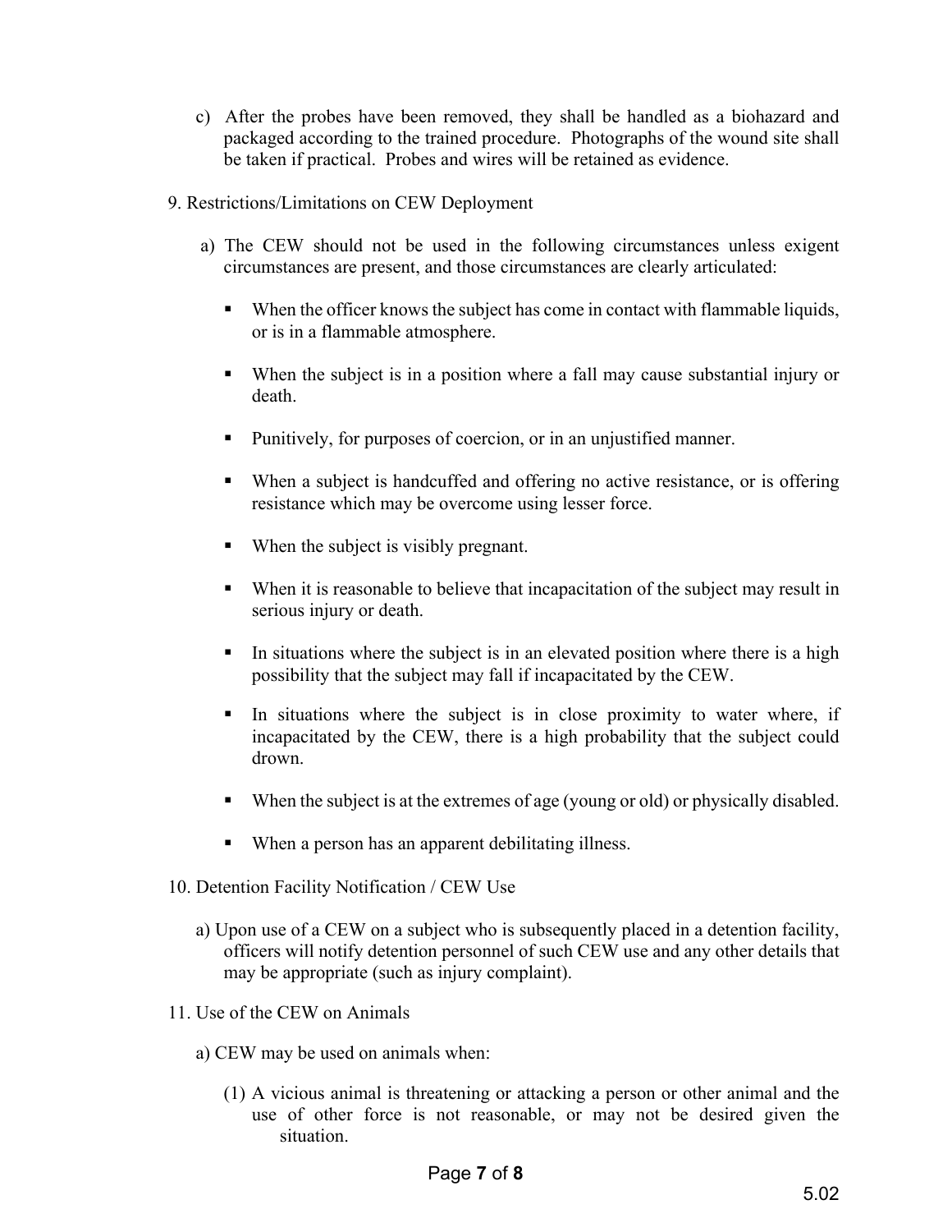c) After the probes have been removed, they shall be handled as a biohazard and packaged according to the trained procedure. Photographs of the wound site shall be taken if practical. Probes and wires will be retained as evidence.

9. Restrictions/Limitations on CEW Deployment

a) The CEW should not be used in the following circumstances unless exigent circumstances are present, and those circumstances are clearly articulated:

- When the officer knows the subject has come in contact with flammable liquids, or is in a flammable atmosphere.
- When the subject is in a position where a fall may cause substantial injury or death.
- Punitively, for purposes of coercion, or in an unjustified manner.
- When a subject is handcuffed and offering no active resistance, or is offering resistance which may be overcome using lesser force.
- When the subject is visibly pregnant.
- When it is reasonable to believe that incapacitation of the subject may result in serious injury or death.
- In situations where the subject is in an elevated position where there is a high possibility that the subject may fall if incapacitated by the CEW.
- In situations where the subject is in close proximity to water where, if incapacitated by the CEW, there is a high probability that the subject could drown.
- When the subject is at the extremes of age (young or old) or physically disabled.
- When a person has an apparent debilitating illness.

10. Detention Facility Notification / CEW Use

a) Upon use of a CEW on a subject who is subsequently placed in a detention facility, officers will notify detention personnel of such CEW use and any other details that may be appropriate (such as injury complaint).

11. Use of the CEW on Animals

a) CEW may be used on animals when:

(1) A vicious animal is threatening or attacking a person or other animal and the use of other force is not reasonable, or may not be desired given the situation.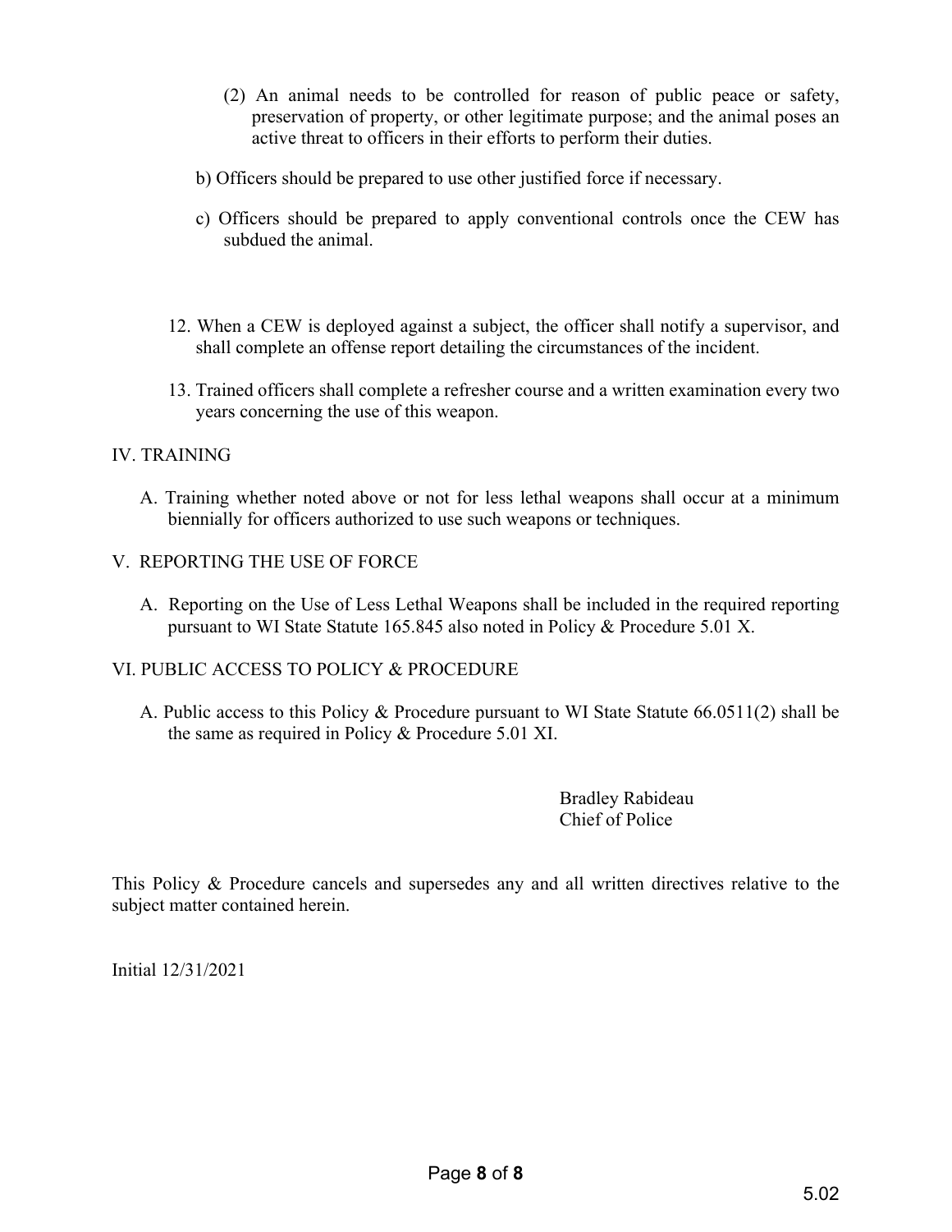(2) An animal needs to be controlled for reason of public peace or safety, preservation of property, or other legitimate purpose; and the animal poses an active threat to officers in their efforts to perform their duties.

b) Officers should be prepared to use other justified force if necessary.

c) Officers should be prepared to apply conventional controls once the CEW has subdued the animal.

12. When a CEW is deployed against a subject, the officer shall notify a supervisor, and shall complete an offense report detailing the circumstances of the incident.

13. Trained officers shall complete a refresher course and a written examination every two years concerning the use of this weapon.

## IV. TRAINING

A. Training whether noted above or not for less lethal weapons shall occur at a minimum biennially for officers authorized to use such weapons or techniques.

## V. REPORTING THE USE OF FORCE

A. Reporting on the Use of Less Lethal Weapons shall be included in the required reporting pursuant to WI State Statute 165.845 also noted in Policy & Procedure 5.01 X.

## VI. PUBLIC ACCESS TO POLICY & PROCEDURE

A. Public access to this Policy & Procedure pursuant to WI State Statute 66.0511(2) shall be the same as required in Policy & Procedure 5.01 XI.

Bradley Rabideau
Chief of Police

This Policy & Procedure cancels and supersedes any and all written directives relative to the subject matter contained herein.

Initial 12/31/2021

5.02